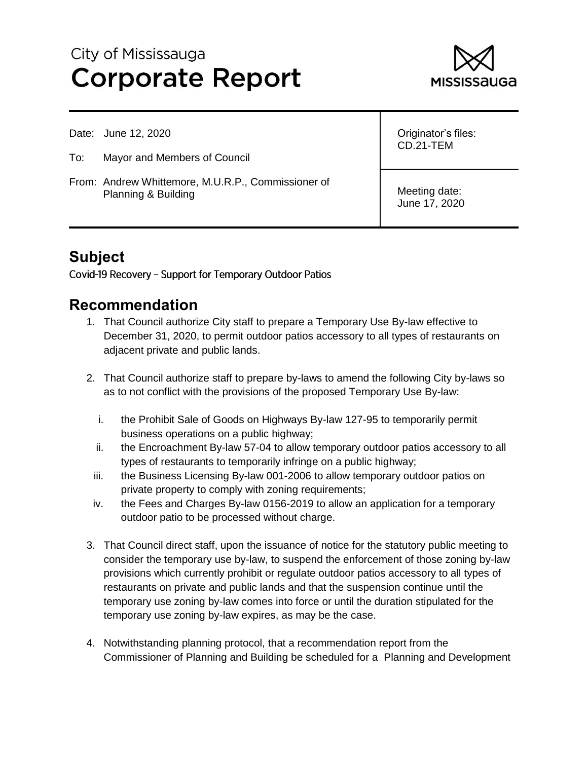City of Mississauga
# Corporate Report

MISSISSAUGA

| | |
|---|---|
| Date: June 12, 2020<br><br>To: Mayor and Members of Council<br><br>From: Andrew Whittemore, M.U.R.P., Commissioner of Planning & Building | Originator's files:<br>CD.21-TEM<br><br>Meeting date:<br>June 17, 2020 |

## Subject

Covid-19 Recovery – Support for Temporary Outdoor Patios

## Recommendation

1. That Council authorize City staff to prepare a Temporary Use By-law effective to December 31, 2020, to permit outdoor patios accessory to all types of restaurants on adjacent private and public lands.

2. That Council authorize staff to prepare by-laws to amend the following City by-laws so as to not conflict with the provisions of the proposed Temporary Use By-law:

   i. the Prohibit Sale of Goods on Highways By-law 127-95 to temporarily permit business operations on a public highway;

   ii. the Encroachment By-law 57-04 to allow temporary outdoor patios accessory to all types of restaurants to temporarily infringe on a public highway;

   iii. the Business Licensing By-law 001-2006 to allow temporary outdoor patios on private property to comply with zoning requirements;

   iv. the Fees and Charges By-law 0156-2019 to allow an application for a temporary outdoor patio to be processed without charge.

3. That Council direct staff, upon the issuance of notice for the statutory public meeting to consider the temporary use by-law, to suspend the enforcement of those zoning by-law provisions which currently prohibit or regulate outdoor patios accessory to all types of restaurants on private and public lands and that the suspension continue until the temporary use zoning by-law comes into force or until the duration stipulated for the temporary use zoning by-law expires, as may be the case.

4. Notwithstanding planning protocol, that a recommendation report from the Commissioner of Planning and Building be scheduled for a Planning and Development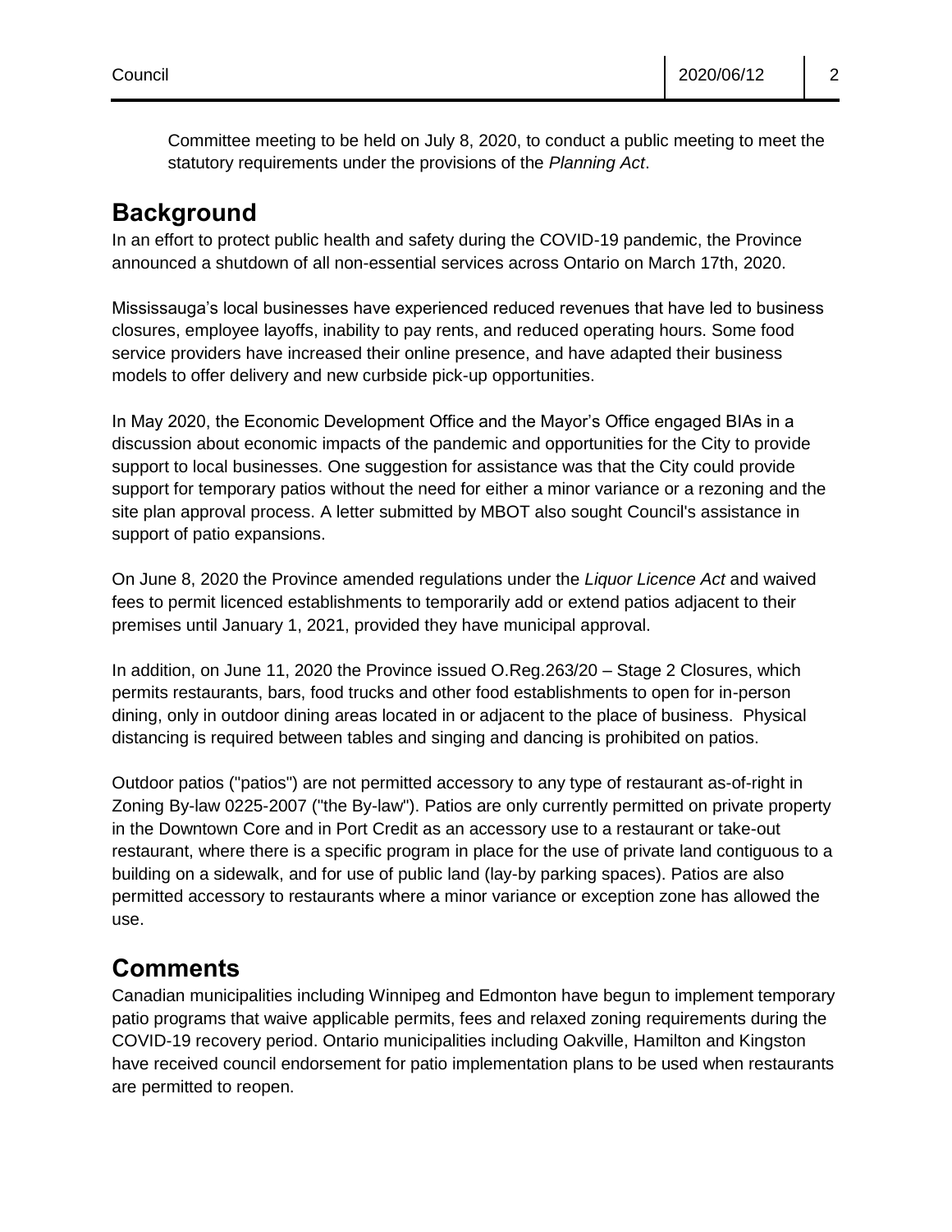Committee meeting to be held on July 8, 2020, to conduct a public meeting to meet the statutory requirements under the provisions of the *Planning Act*.

## Background

In an effort to protect public health and safety during the COVID-19 pandemic, the Province announced a shutdown of all non-essential services across Ontario on March 17th, 2020.

Mississauga's local businesses have experienced reduced revenues that have led to business closures, employee layoffs, inability to pay rents, and reduced operating hours. Some food service providers have increased their online presence, and have adapted their business models to offer delivery and new curbside pick-up opportunities.

In May 2020, the Economic Development Office and the Mayor's Office engaged BIAs in a discussion about economic impacts of the pandemic and opportunities for the City to provide support to local businesses. One suggestion for assistance was that the City could provide support for temporary patios without the need for either a minor variance or a rezoning and the site plan approval process. A letter submitted by MBOT also sought Council's assistance in support of patio expansions.

On June 8, 2020 the Province amended regulations under the *Liquor Licence Act* and waived fees to permit licenced establishments to temporarily add or extend patios adjacent to their premises until January 1, 2021, provided they have municipal approval.

In addition, on June 11, 2020 the Province issued O.Reg.263/20 – Stage 2 Closures, which permits restaurants, bars, food trucks and other food establishments to open for in-person dining, only in outdoor dining areas located in or adjacent to the place of business. Physical distancing is required between tables and singing and dancing is prohibited on patios.

Outdoor patios ("patios") are not permitted accessory to any type of restaurant as-of-right in Zoning By-law 0225-2007 ("the By-law"). Patios are only currently permitted on private property in the Downtown Core and in Port Credit as an accessory use to a restaurant or take-out restaurant, where there is a specific program in place for the use of private land contiguous to a building on a sidewalk, and for use of public land (lay-by parking spaces). Patios are also permitted accessory to restaurants where a minor variance or exception zone has allowed the use.

## Comments

Canadian municipalities including Winnipeg and Edmonton have begun to implement temporary patio programs that waive applicable permits, fees and relaxed zoning requirements during the COVID-19 recovery period. Ontario municipalities including Oakville, Hamilton and Kingston have received council endorsement for patio implementation plans to be used when restaurants are permitted to reopen.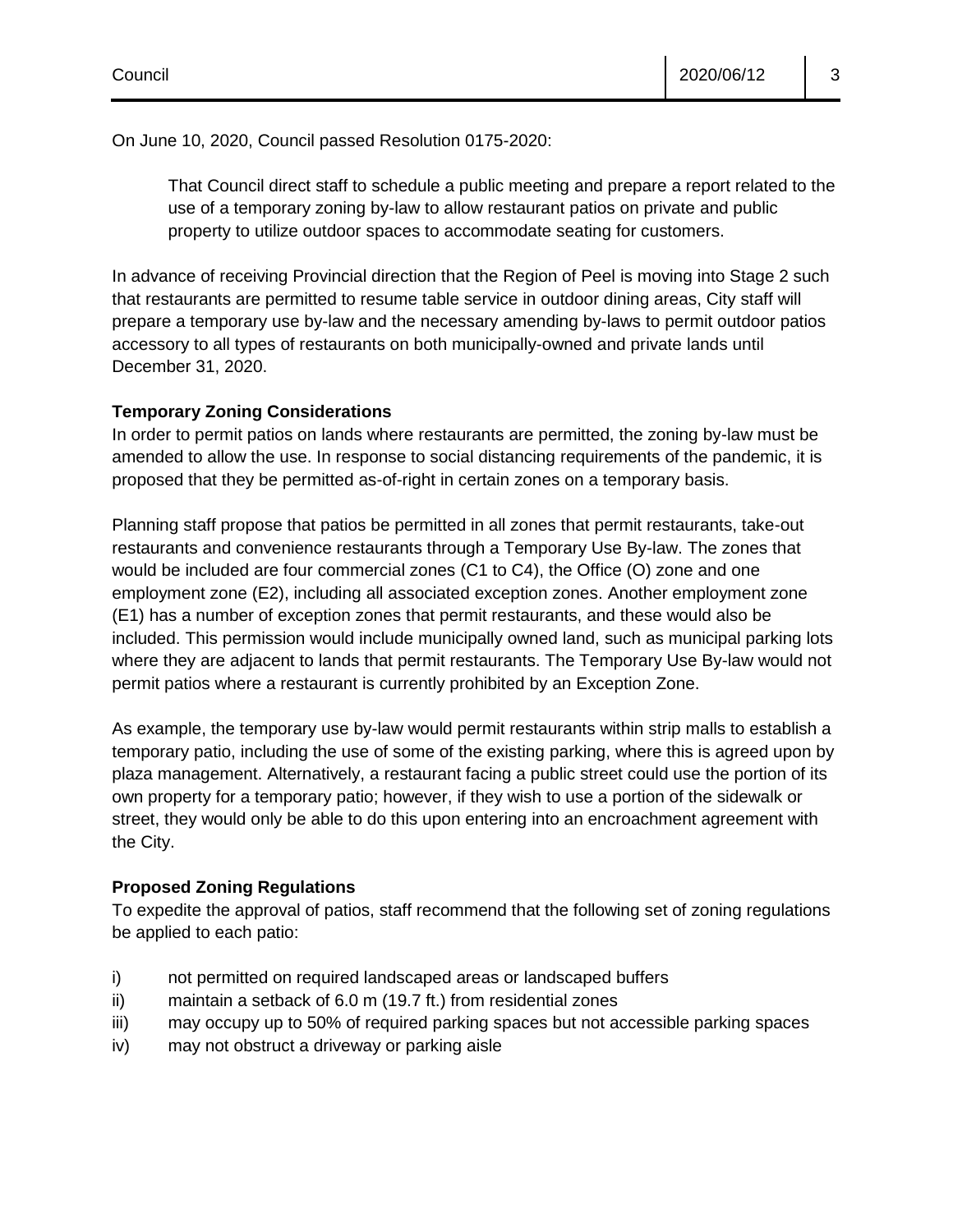On June 10, 2020, Council passed Resolution 0175-2020:

> That Council direct staff to schedule a public meeting and prepare a report related to the use of a temporary zoning by-law to allow restaurant patios on private and public property to utilize outdoor spaces to accommodate seating for customers.

In advance of receiving Provincial direction that the Region of Peel is moving into Stage 2 such that restaurants are permitted to resume table service in outdoor dining areas, City staff will prepare a temporary use by-law and the necessary amending by-laws to permit outdoor patios accessory to all types of restaurants on both municipally-owned and private lands until December 31, 2020.

**Temporary Zoning Considerations**
In order to permit patios on lands where restaurants are permitted, the zoning by-law must be amended to allow the use. In response to social distancing requirements of the pandemic, it is proposed that they be permitted as-of-right in certain zones on a temporary basis.

Planning staff propose that patios be permitted in all zones that permit restaurants, take-out restaurants and convenience restaurants through a Temporary Use By-law. The zones that would be included are four commercial zones (C1 to C4), the Office (O) zone and one employment zone (E2), including all associated exception zones. Another employment zone (E1) has a number of exception zones that permit restaurants, and these would also be included. This permission would include municipally owned land, such as municipal parking lots where they are adjacent to lands that permit restaurants. The Temporary Use By-law would not permit patios where a restaurant is currently prohibited by an Exception Zone.

As example, the temporary use by-law would permit restaurants within strip malls to establish a temporary patio, including the use of some of the existing parking, where this is agreed upon by plaza management. Alternatively, a restaurant facing a public street could use the portion of its own property for a temporary patio; however, if they wish to use a portion of the sidewalk or street, they would only be able to do this upon entering into an encroachment agreement with the City.

**Proposed Zoning Regulations**
To expedite the approval of patios, staff recommend that the following set of zoning regulations be applied to each patio:

i) not permitted on required landscaped areas or landscaped buffers
ii) maintain a setback of 6.0 m (19.7 ft.) from residential zones
iii) may occupy up to 50% of required parking spaces but not accessible parking spaces
iv) may not obstruct a driveway or parking aisle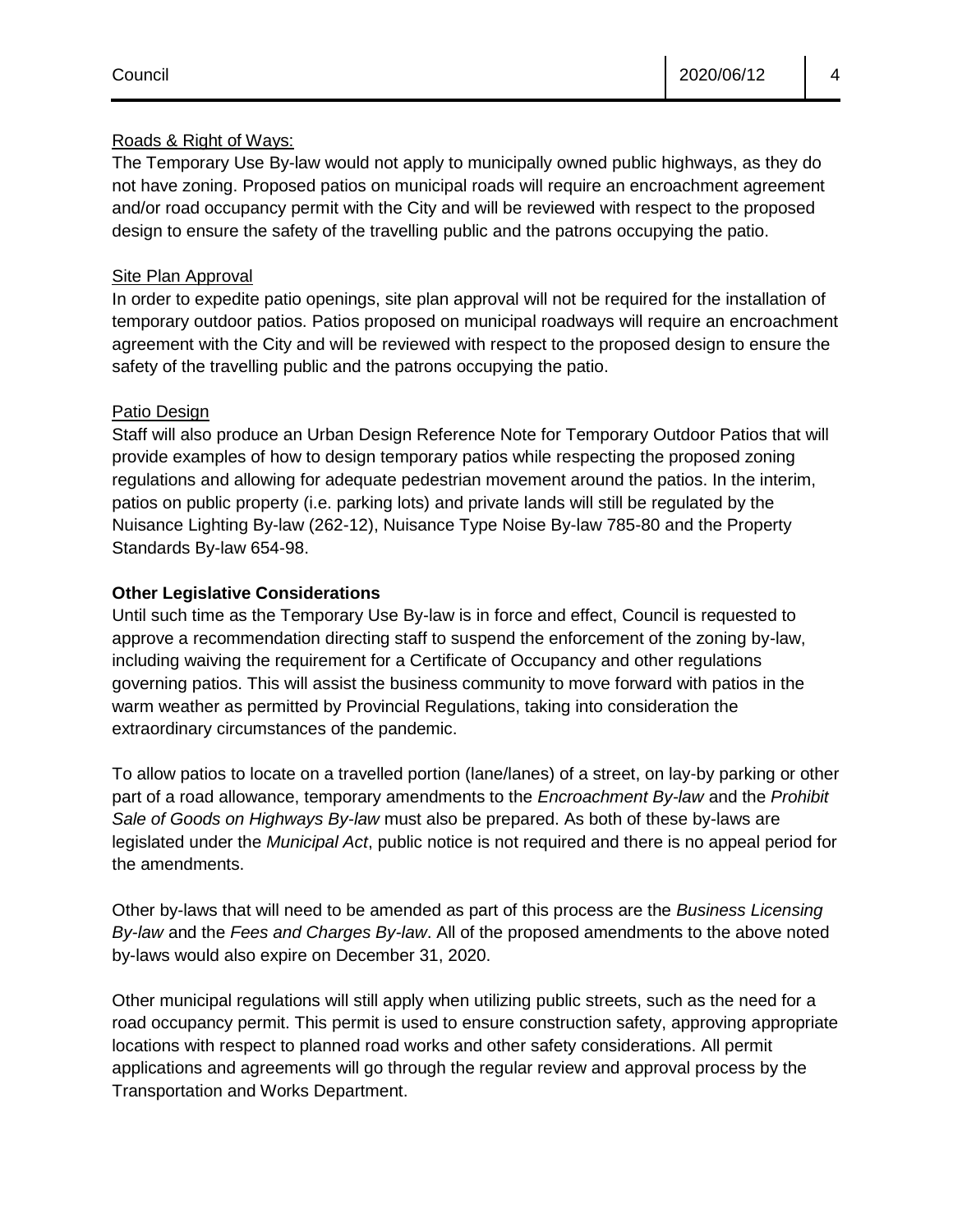Roads & Right of Ways:

The Temporary Use By-law would not apply to municipally owned public highways, as they do not have zoning. Proposed patios on municipal roads will require an encroachment agreement and/or road occupancy permit with the City and will be reviewed with respect to the proposed design to ensure the safety of the travelling public and the patrons occupying the patio.

Site Plan Approval

In order to expedite patio openings, site plan approval will not be required for the installation of temporary outdoor patios. Patios proposed on municipal roadways will require an encroachment agreement with the City and will be reviewed with respect to the proposed design to ensure the safety of the travelling public and the patrons occupying the patio.

Patio Design

Staff will also produce an Urban Design Reference Note for Temporary Outdoor Patios that will provide examples of how to design temporary patios while respecting the proposed zoning regulations and allowing for adequate pedestrian movement around the patios. In the interim, patios on public property (i.e. parking lots) and private lands will still be regulated by the Nuisance Lighting By-law (262-12), Nuisance Type Noise By-law 785-80 and the Property Standards By-law 654-98.

**Other Legislative Considerations**

Until such time as the Temporary Use By-law is in force and effect, Council is requested to approve a recommendation directing staff to suspend the enforcement of the zoning by-law, including waiving the requirement for a Certificate of Occupancy and other regulations governing patios. This will assist the business community to move forward with patios in the warm weather as permitted by Provincial Regulations, taking into consideration the extraordinary circumstances of the pandemic.

To allow patios to locate on a travelled portion (lane/lanes) of a street, on lay-by parking or other part of a road allowance, temporary amendments to the *Encroachment By-law* and the *Prohibit Sale of Goods on Highways By-law* must also be prepared. As both of these by-laws are legislated under the *Municipal Act*, public notice is not required and there is no appeal period for the amendments.

Other by-laws that will need to be amended as part of this process are the *Business Licensing By-law* and the *Fees and Charges By-law*. All of the proposed amendments to the above noted by-laws would also expire on December 31, 2020.

Other municipal regulations will still apply when utilizing public streets, such as the need for a road occupancy permit. This permit is used to ensure construction safety, approving appropriate locations with respect to planned road works and other safety considerations. All permit applications and agreements will go through the regular review and approval process by the Transportation and Works Department.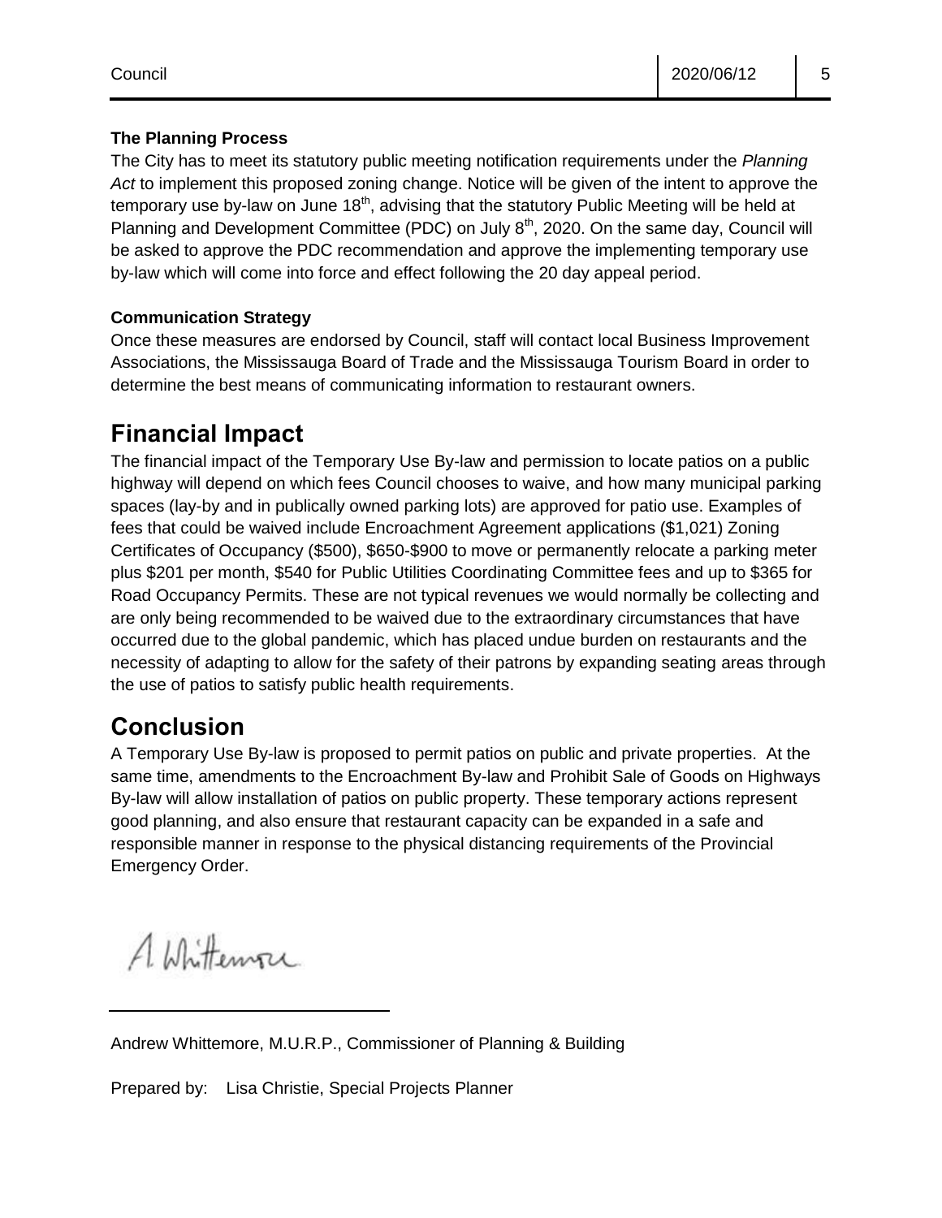### The Planning Process

The City has to meet its statutory public meeting notification requirements under the *Planning Act* to implement this proposed zoning change. Notice will be given of the intent to approve the temporary use by-law on June 18th, advising that the statutory Public Meeting will be held at Planning and Development Committee (PDC) on July 8th, 2020. On the same day, Council will be asked to approve the PDC recommendation and approve the implementing temporary use by-law which will come into force and effect following the 20 day appeal period.

### Communication Strategy

Once these measures are endorsed by Council, staff will contact local Business Improvement Associations, the Mississauga Board of Trade and the Mississauga Tourism Board in order to determine the best means of communicating information to restaurant owners.

## Financial Impact

The financial impact of the Temporary Use By-law and permission to locate patios on a public highway will depend on which fees Council chooses to waive, and how many municipal parking spaces (lay-by and in publically owned parking lots) are approved for patio use. Examples of fees that could be waived include Encroachment Agreement applications ($1,021) Zoning Certificates of Occupancy ($500), $650-$900 to move or permanently relocate a parking meter plus $201 per month, $540 for Public Utilities Coordinating Committee fees and up to $365 for Road Occupancy Permits. These are not typical revenues we would normally be collecting and are only being recommended to be waived due to the extraordinary circumstances that have occurred due to the global pandemic, which has placed undue burden on restaurants and the necessity of adapting to allow for the safety of their patrons by expanding seating areas through the use of patios to satisfy public health requirements.

## Conclusion

A Temporary Use By-law is proposed to permit patios on public and private properties. At the same time, amendments to the Encroachment By-law and Prohibit Sale of Goods on Highways By-law will allow installation of patios on public property. These temporary actions represent good planning, and also ensure that restaurant capacity can be expanded in a safe and responsible manner in response to the physical distancing requirements of the Provincial Emergency Order.

A Whittemore

Andrew Whittemore, M.U.R.P., Commissioner of Planning & Building

Prepared by: Lisa Christie, Special Projects Planner